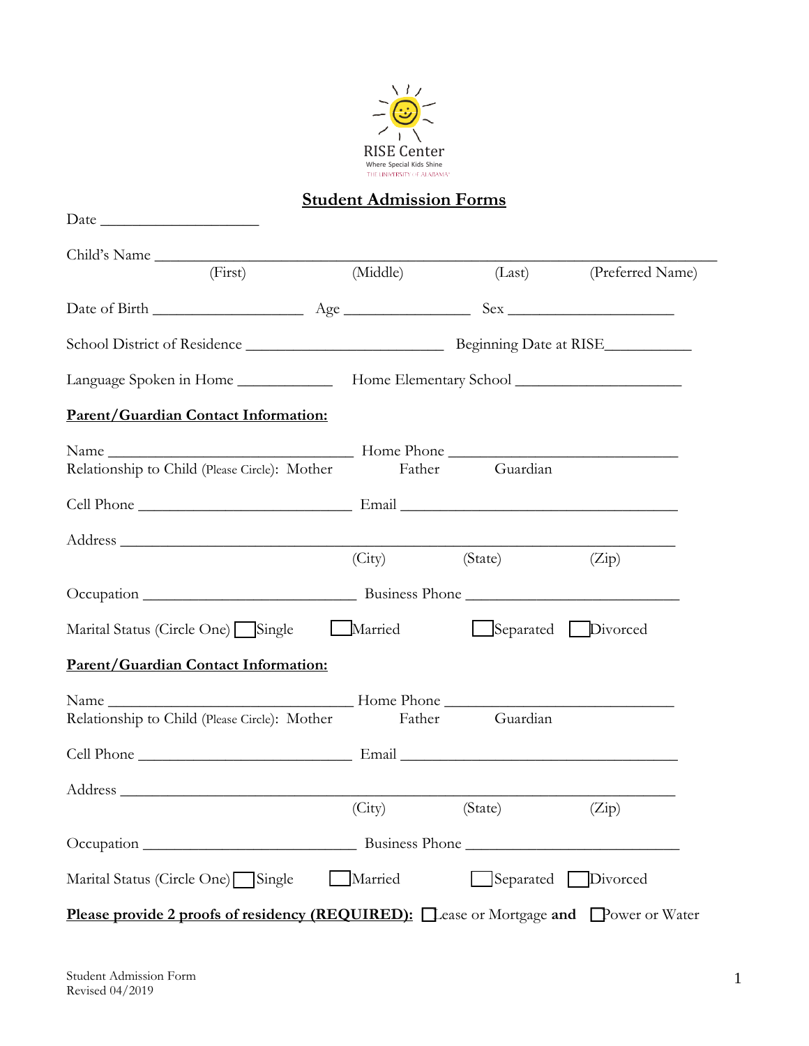RISE Center
Where Special Kids Shine
THE UNIVERSITY OF ALABAMA

# Student Admission Forms

Date ____________________

Child's Name ______________________________________________________________________
(First) (Middle) (Last) (Preferred Name)

Date of Birth __________________ Age ________________ Sex _____________________

School District of Residence _______________________ Beginning Date at RISE__________

Language Spoken in Home ___________ Home Elementary School ____________________

**Parent/Guardian Contact Information:**

Name ______________________________ Home Phone ____________________________
Relationship to Child (Please Circle): Mother Father Guardian

Cell Phone __________________________ Email __________________________________

Address ____________________________________________________________________
(City) (State) (Zip)

Occupation __________________________ Business Phone _________________________

Marital Status (Circle One) ☐ Single ☐ Married ☐ Separated ☐ Divorced

**Parent/Guardian Contact Information:**

Name ______________________________ Home Phone ____________________________
Relationship to Child (Please Circle): Mother Father Guardian

Cell Phone __________________________ Email __________________________________

Address ____________________________________________________________________
(City) (State) (Zip)

Occupation __________________________ Business Phone _________________________

Marital Status (Circle One) ☐ Single ☐ Married ☐ Separated ☐ Divorced

**Please provide 2 proofs of residency (REQUIRED):** ☐ Lease or Mortgage **and** ☐ Power or Water

Student Admission Form
Revised 04/2019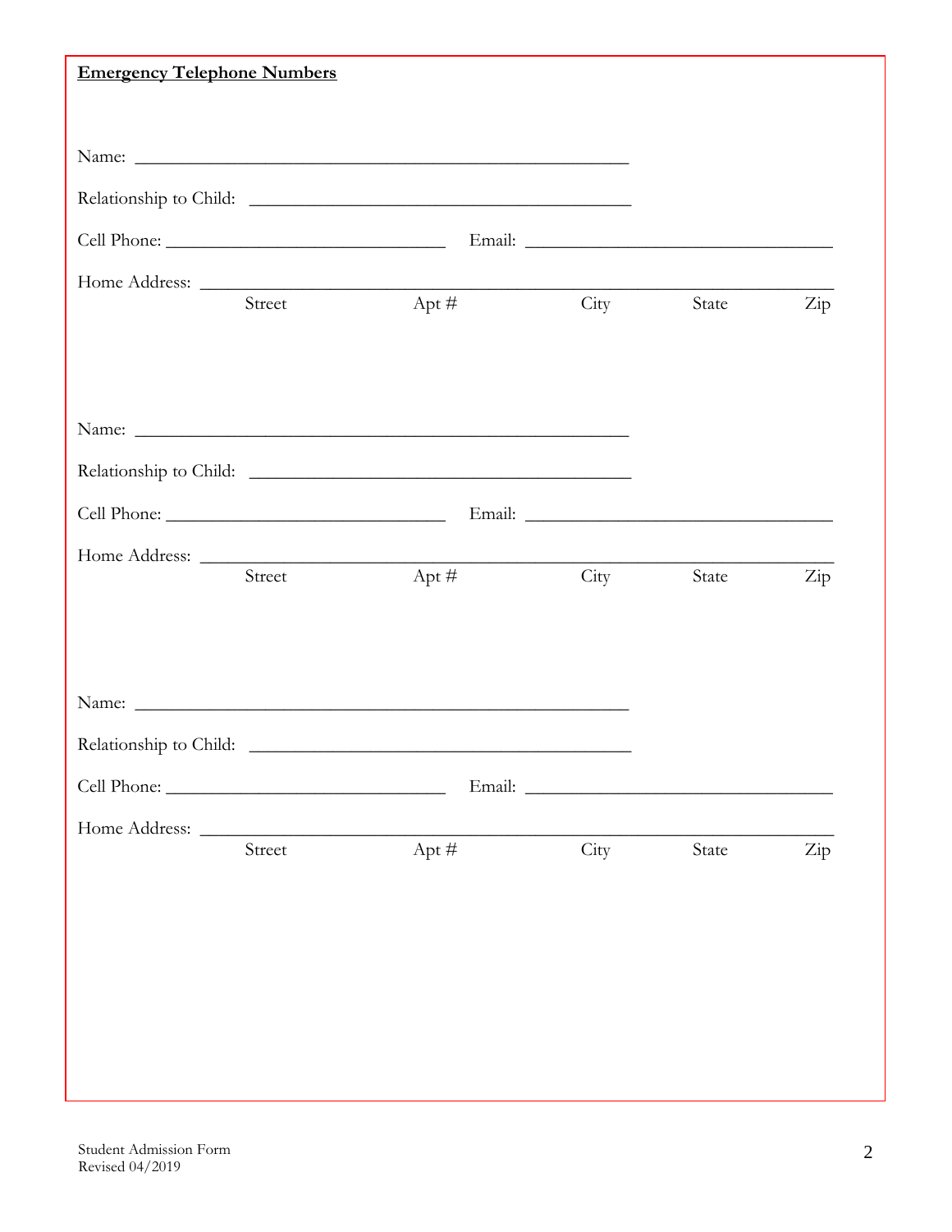**Emergency Telephone Numbers**

Name: ___________________________________________________

Relationship to Child: ________________________________________

Cell Phone: ______________________________ Email: _________________________________

Home Address: _____________________________________________________________________

Street Apt # City State Zip

Name: ___________________________________________________

Relationship to Child: ________________________________________

Cell Phone: ______________________________ Email: _________________________________

Home Address: _____________________________________________________________________

Street Apt # City State Zip

Name: ___________________________________________________

Relationship to Child: ________________________________________

Cell Phone: ______________________________ Email: _________________________________

Home Address: _____________________________________________________________________

Street Apt # City State Zip

Student Admission Form
Revised 04/2019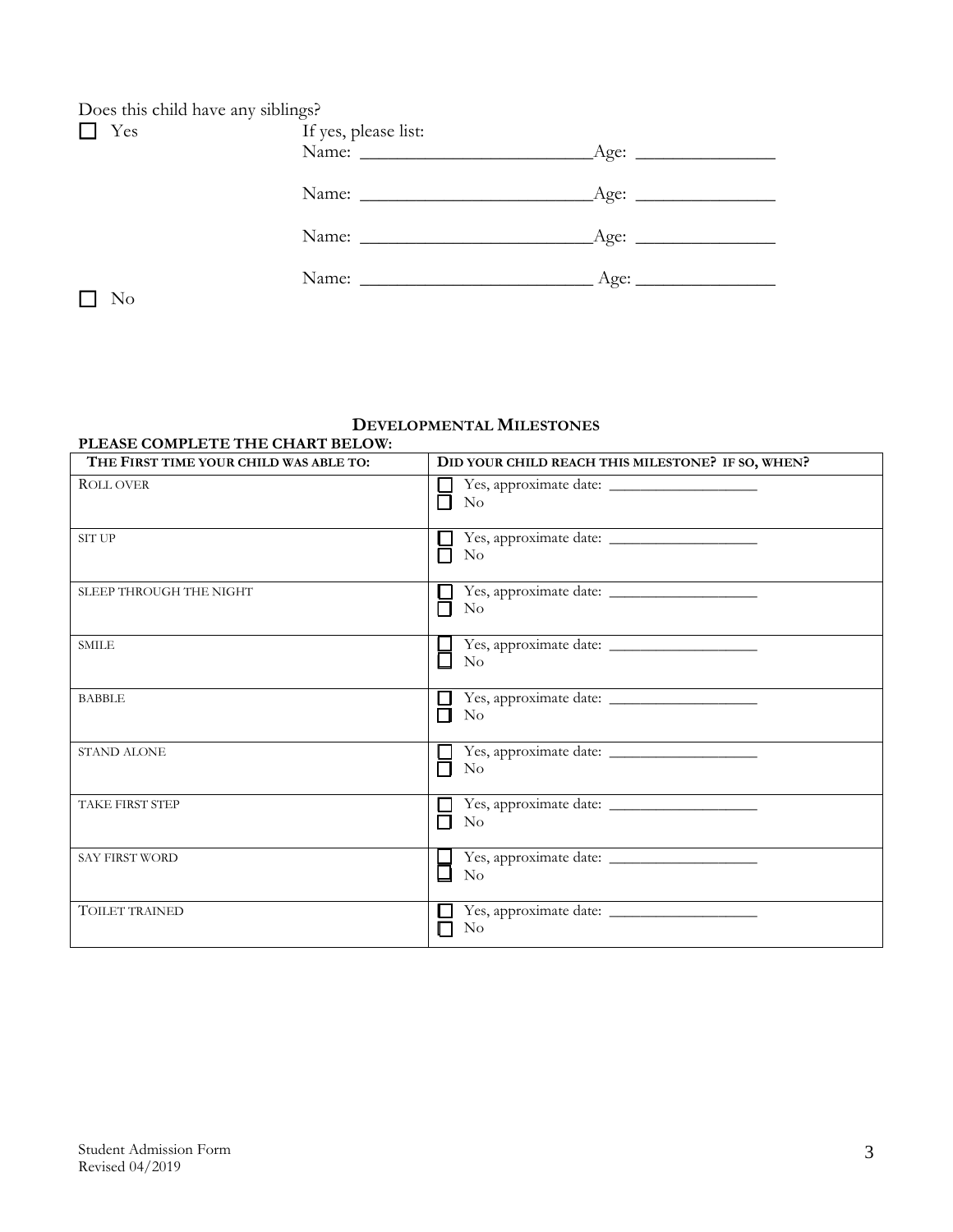Does this child have any siblings?

☐ Yes

If yes, please list:

Name: \_\_\_\_\_\_\_\_\_\_\_\_\_\_\_\_\_\_\_\_\_\_\_\_\_\_Age: \_\_\_\_\_\_\_\_\_\_\_\_\_\_\_\_

Name: \_\_\_\_\_\_\_\_\_\_\_\_\_\_\_\_\_\_\_\_\_\_\_\_\_\_Age: \_\_\_\_\_\_\_\_\_\_\_\_\_\_\_\_

Name: \_\_\_\_\_\_\_\_\_\_\_\_\_\_\_\_\_\_\_\_\_\_\_\_\_\_Age: \_\_\_\_\_\_\_\_\_\_\_\_\_\_\_\_

Name: \_\_\_\_\_\_\_\_\_\_\_\_\_\_\_\_\_\_\_\_\_\_\_\_\_\_ Age: \_\_\_\_\_\_\_\_\_\_\_\_\_\_\_\_

☐ No

## DEVELOPMENTAL MILESTONES

**PLEASE COMPLETE THE CHART BELOW:**

| THE FIRST TIME YOUR CHILD WAS ABLE TO: | DID YOUR CHILD REACH THIS MILESTONE? IF SO, WHEN? |
|---|---|
| ROLL OVER | ☐ Yes, approximate date: \_\_\_\_\_\_\_\_\_\_\_\_\_\_\_\_\_\_\_\_ ☐ No |
| SIT UP | ☐ Yes, approximate date: \_\_\_\_\_\_\_\_\_\_\_\_\_\_\_\_\_\_\_\_ ☐ No |
| SLEEP THROUGH THE NIGHT | ☐ Yes, approximate date: \_\_\_\_\_\_\_\_\_\_\_\_\_\_\_\_\_\_\_\_ ☐ No |
| SMILE | ☐ Yes, approximate date: \_\_\_\_\_\_\_\_\_\_\_\_\_\_\_\_\_\_\_\_ ☐ No |
| BABBLE | ☐ Yes, approximate date: \_\_\_\_\_\_\_\_\_\_\_\_\_\_\_\_\_\_\_\_ ☐ No |
| STAND ALONE | ☐ Yes, approximate date: \_\_\_\_\_\_\_\_\_\_\_\_\_\_\_\_\_\_\_\_ ☐ No |
| TAKE FIRST STEP | ☐ Yes, approximate date: \_\_\_\_\_\_\_\_\_\_\_\_\_\_\_\_\_\_\_\_ ☐ No |
| SAY FIRST WORD | ☐ Yes, approximate date: \_\_\_\_\_\_\_\_\_\_\_\_\_\_\_\_\_\_\_\_ ☐ No |
| TOILET TRAINED | ☐ Yes, approximate date: \_\_\_\_\_\_\_\_\_\_\_\_\_\_\_\_\_\_\_\_ ☐ No |

Student Admission Form
Revised 04/2019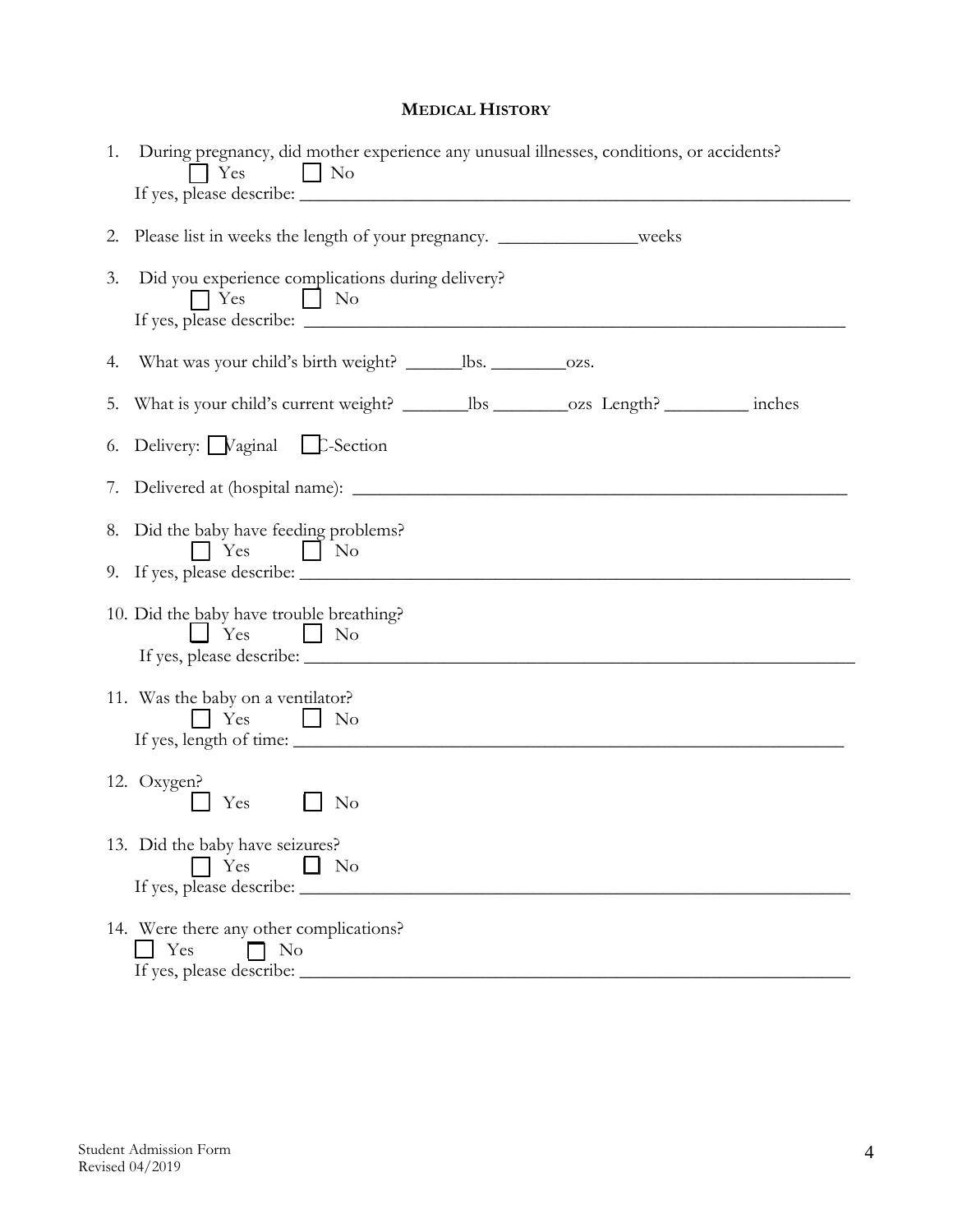## MEDICAL HISTORY

1. During pregnancy, did mother experience any unusual illnesses, conditions, or accidents?
   ☐ Yes ☐ No
   If yes, please describe: ________________________________________________________________

2. Please list in weeks the length of your pregnancy. _______________weeks

3. Did you experience complications during delivery?
   ☐ Yes ☐ No
   If yes, please describe: ________________________________________________________________

4. What was your child's birth weight? ______lbs. ________ozs.

5. What is your child's current weight? _______lbs ________ozs Length? _________ inches

6. Delivery: ☐ Vaginal ☐ C-Section

7. Delivered at (hospital name): ________________________________________________________

8. Did the baby have feeding problems?
   ☐ Yes ☐ No

9. If yes, please describe: ________________________________________________________________

10. Did the baby have trouble breathing?
    ☐ Yes ☐ No
    If yes, please describe: ________________________________________________________________

11. Was the baby on a ventilator?
    ☐ Yes ☐ No
    If yes, length of time: ________________________________________________________________

12. Oxygen?
    ☐ Yes ☐ No

13. Did the baby have seizures?
    ☐ Yes ☐ No
    If yes, please describe: ________________________________________________________________

14. Were there any other complications?
    ☐ Yes ☐ No
    If yes, please describe: ________________________________________________________________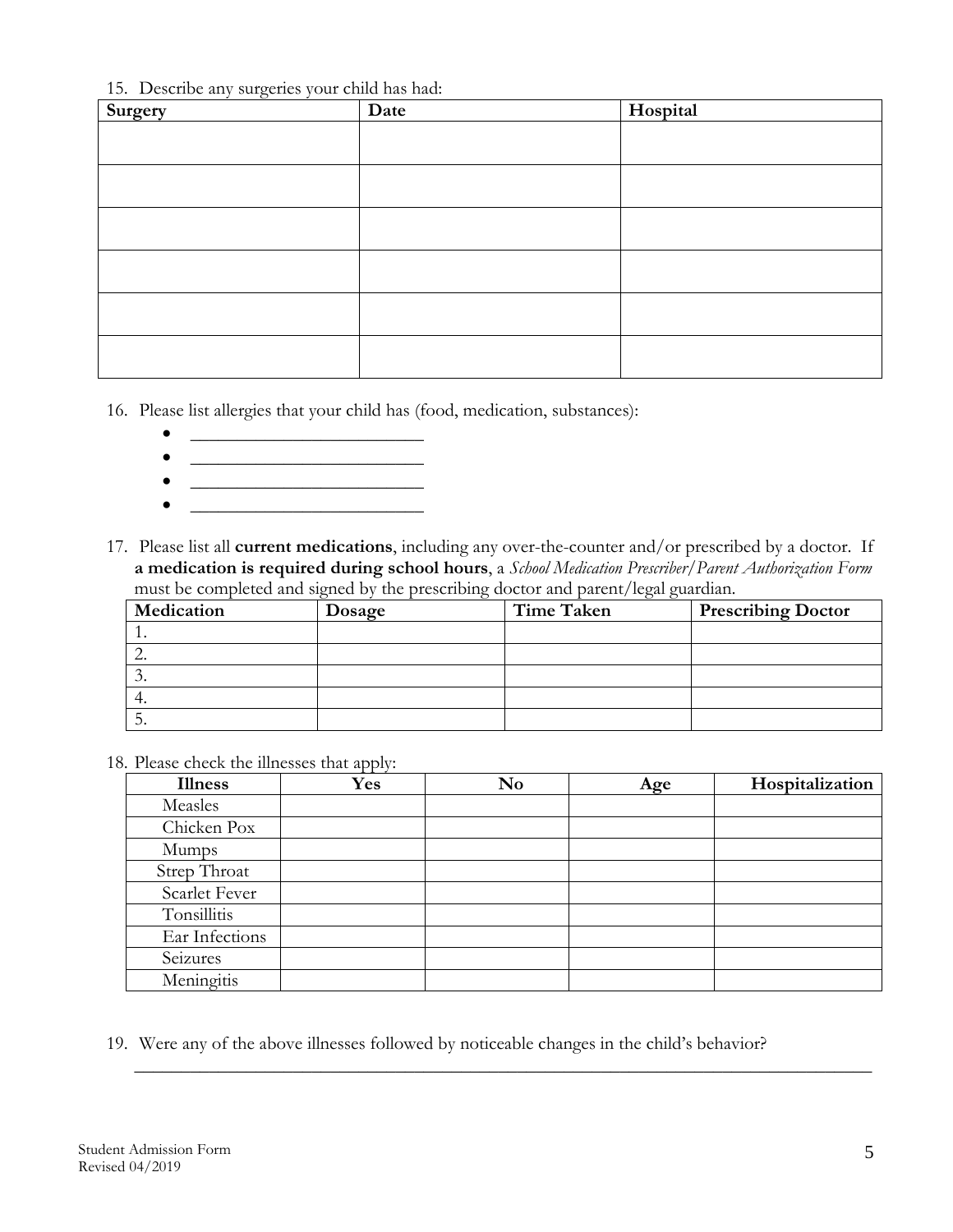15. Describe any surgeries your child has had:

| Surgery | Date | Hospital |
|---|---|---|
| | | |
| | | |
| | | |
| | | |
| | | |
| | | |

16. Please list allergies that your child has (food, medication, substances):
    - ________________________
    - ________________________
    - ________________________
    - ________________________

17. Please list all **current medications**, including any over-the-counter and/or prescribed by a doctor. If **a medication is required during school hours**, a *School Medication Prescriber/Parent Authorization Form* must be completed and signed by the prescribing doctor and parent/legal guardian.

| Medication | Dosage | Time Taken | Prescribing Doctor |
|---|---|---|---|
| 1. | | | |
| 2. | | | |
| 3. | | | |
| 4. | | | |
| 5. | | | |

18. Please check the illnesses that apply:

| Illness | Yes | No | Age | Hospitalization |
|---|---|---|---|---|
| Measles | | | | |
| Chicken Pox | | | | |
| Mumps | | | | |
| Strep Throat | | | | |
| Scarlet Fever | | | | |
| Tonsillitis | | | | |
| Ear Infections | | | | |
| Seizures | | | | |
| Meningitis | | | | |

19. Were any of the above illnesses followed by noticeable changes in the child's behavior?
__________________________________________________________________________________

Student Admission Form
Revised 04/2019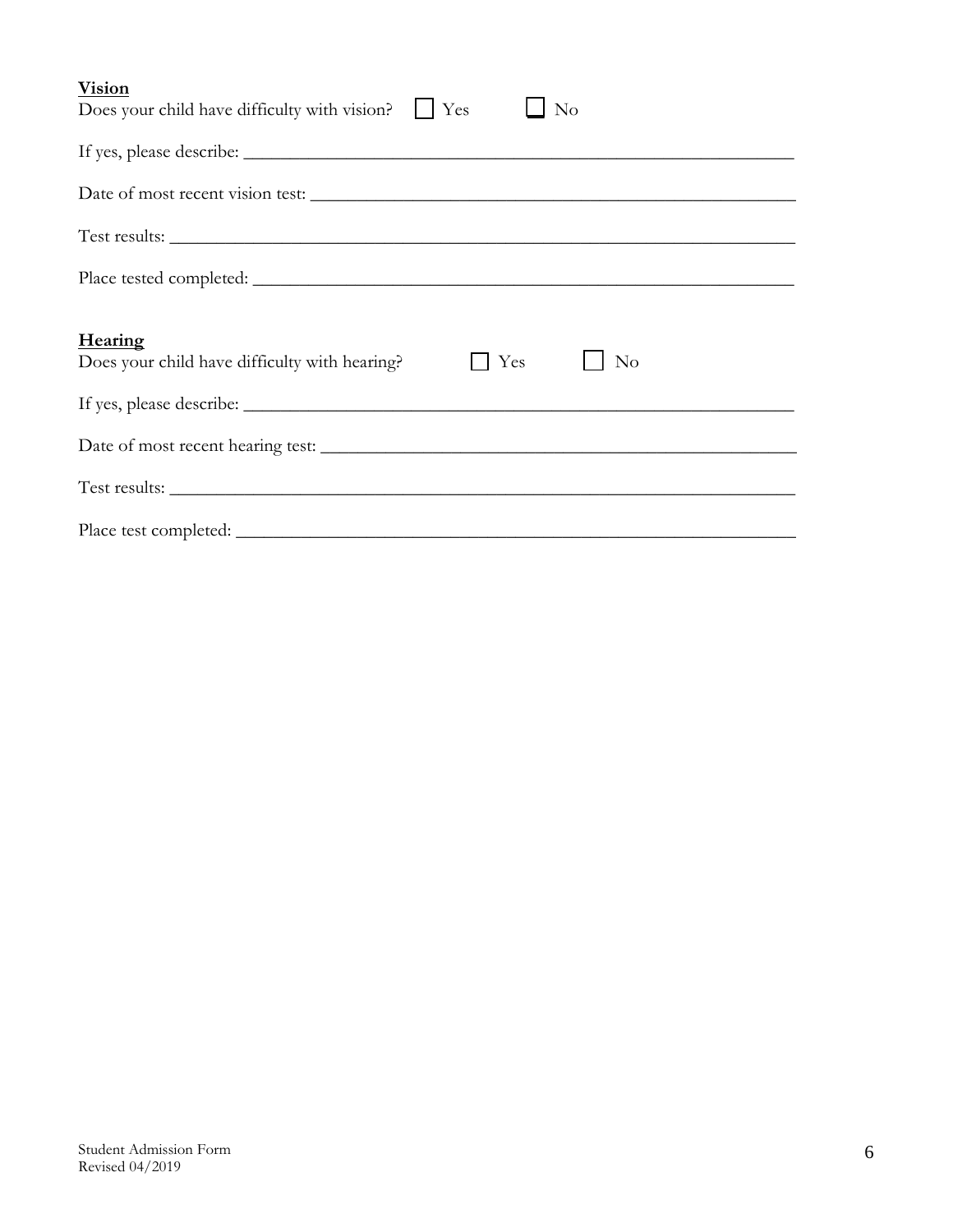**Vision**

Does your child have difficulty with vision? ☐ Yes ☐ No

If yes, please describe: ___________________________________________________________

Date of most recent vision test: _____________________________________________________

Test results: _____________________________________________________________________

Place tested completed: ___________________________________________________________

**Hearing**

Does your child have difficulty with hearing? ☐ Yes ☐ No

If yes, please describe: ___________________________________________________________

Date of most recent hearing test: ____________________________________________________

Test results: _____________________________________________________________________

Place test completed: _____________________________________________________________

Student Admission Form
Revised 04/2019